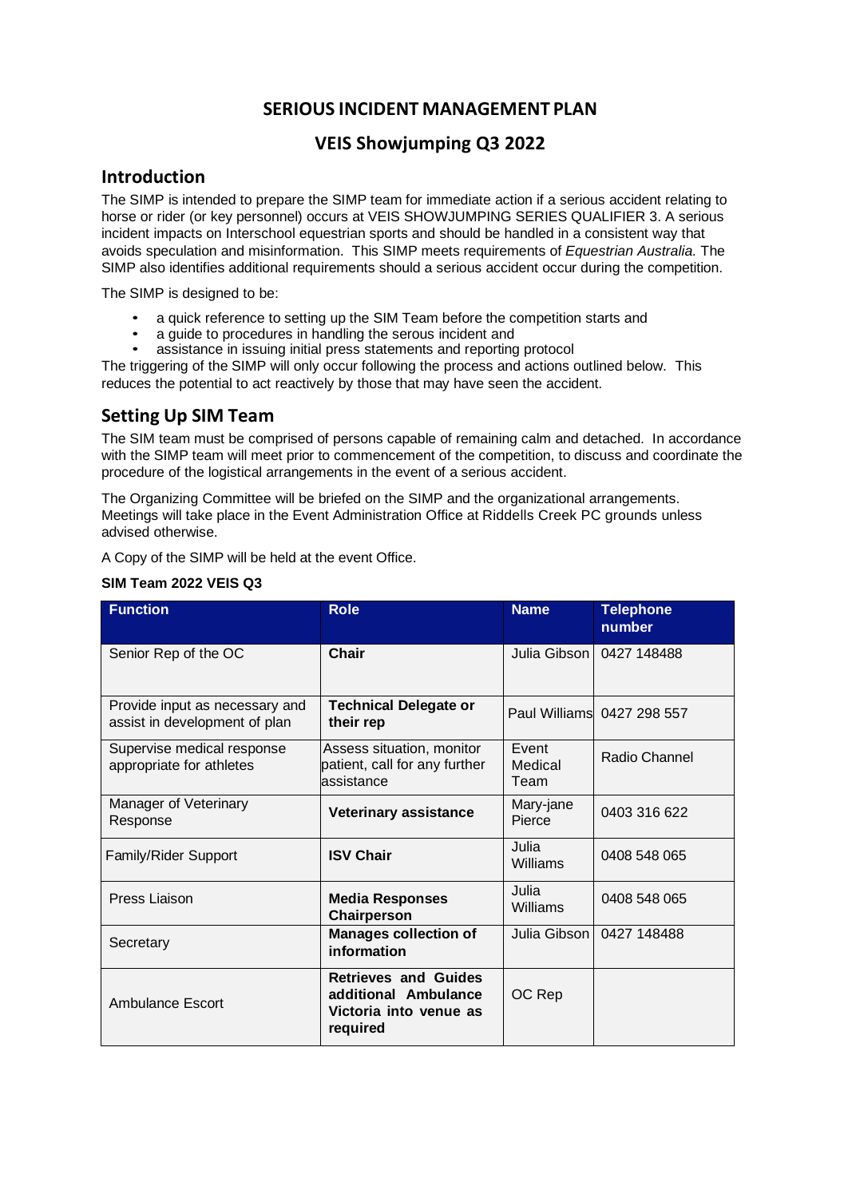# SERIOUS INCIDENT MANAGEMENT PLAN

## VEIS Showjumping Q3 2022

## Introduction

The SIMP is intended to prepare the SIMP team for immediate action if a serious accident relating to horse or rider (or key personnel) occurs at VEIS SHOWJUMPING SERIES QUALIFIER 3. A serious incident impacts on Interschool equestrian sports and should be handled in a consistent way that avoids speculation and misinformation. This SIMP meets requirements of *Equestrian Australia.* The SIMP also identifies additional requirements should a serious accident occur during the competition.

The SIMP is designed to be:

- a quick reference to setting up the SIM Team before the competition starts and
- a guide to procedures in handling the serous incident and
- assistance in issuing initial press statements and reporting protocol

The triggering of the SIMP will only occur following the process and actions outlined below. This reduces the potential to act reactively by those that may have seen the accident.

## Setting Up SIM Team

The SIM team must be comprised of persons capable of remaining calm and detached. In accordance with the SIMP team will meet prior to commencement of the competition, to discuss and coordinate the procedure of the logistical arrangements in the event of a serious accident.

The Organizing Committee will be briefed on the SIMP and the organizational arrangements. Meetings will take place in the Event Administration Office at Riddells Creek PC grounds unless advised otherwise.

A Copy of the SIMP will be held at the event Office.

**SIM Team 2022 VEIS Q3**

| Function | Role | Name | Telephone number |
|---|---|---|---|
| Senior Rep of the OC | **Chair** | Julia Gibson | 0427 148488 |
| Provide input as necessary and assist in development of plan | **Technical Delegate or their rep** | Paul Williams | 0427 298 557 |
| Supervise medical response appropriate for athletes | Assess situation, monitor patient, call for any further assistance | Event Medical Team | Radio Channel |
| Manager of Veterinary Response | **Veterinary assistance** | Mary-jane Pierce | 0403 316 622 |
| Family/Rider Support | **ISV Chair** | Julia Williams | 0408 548 065 |
| Press Liaison | **Media Responses Chairperson** | Julia Williams | 0408 548 065 |
| Secretary | **Manages collection of information** | Julia Gibson | 0427 148488 |
| Ambulance Escort | **Retrieves and Guides additional Ambulance Victoria into venue as required** | OC Rep | |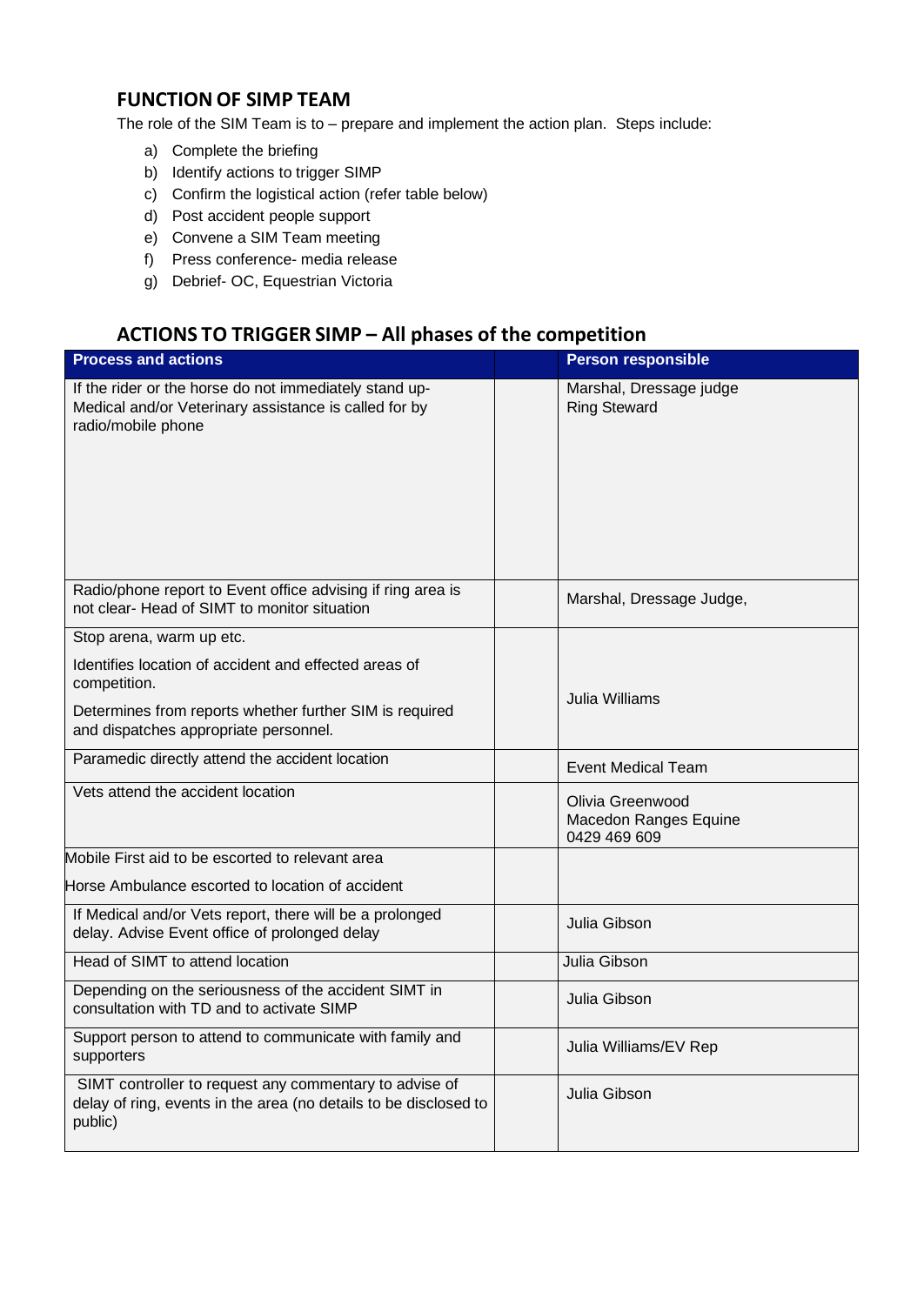## FUNCTION OF SIMP TEAM

The role of the SIM Team is to – prepare and implement the action plan. Steps include:

a) Complete the briefing
b) Identify actions to trigger SIMP
c) Confirm the logistical action (refer table below)
d) Post accident people support
e) Convene a SIM Team meeting
f) Press conference- media release
g) Debrief- OC, Equestrian Victoria

## ACTIONS TO TRIGGER SIMP – All phases of the competition

| Process and actions | | Person responsible |
|---|---|---|
| If the rider or the horse do not immediately stand up- Medical and/or Veterinary assistance is called for by radio/mobile phone | | Marshal, Dressage judge<br>Ring Steward |
| Radio/phone report to Event office advising if ring area is not clear- Head of SIMT to monitor situation | | Marshal, Dressage Judge, |
| Stop arena, warm up etc.<br>Identifies location of accident and effected areas of competition.<br>Determines from reports whether further SIM is required and dispatches appropriate personnel. | | Julia Williams |
| Paramedic directly attend the accident location | | Event Medical Team |
| Vets attend the accident location | | Olivia Greenwood<br>Macedon Ranges Equine<br>0429 469 609 |
| Mobile First aid to be escorted to relevant area<br>Horse Ambulance escorted to location of accident | | |
| If Medical and/or Vets report, there will be a prolonged delay. Advise Event office of prolonged delay | | Julia Gibson |
| Head of SIMT to attend location | | Julia Gibson |
| Depending on the seriousness of the accident SIMT in consultation with TD and to activate SIMP | | Julia Gibson |
| Support person to attend to communicate with family and supporters | | Julia Williams/EV Rep |
| SIMT controller to request any commentary to advise of delay of ring, events in the area (no details to be disclosed to public) | | Julia Gibson |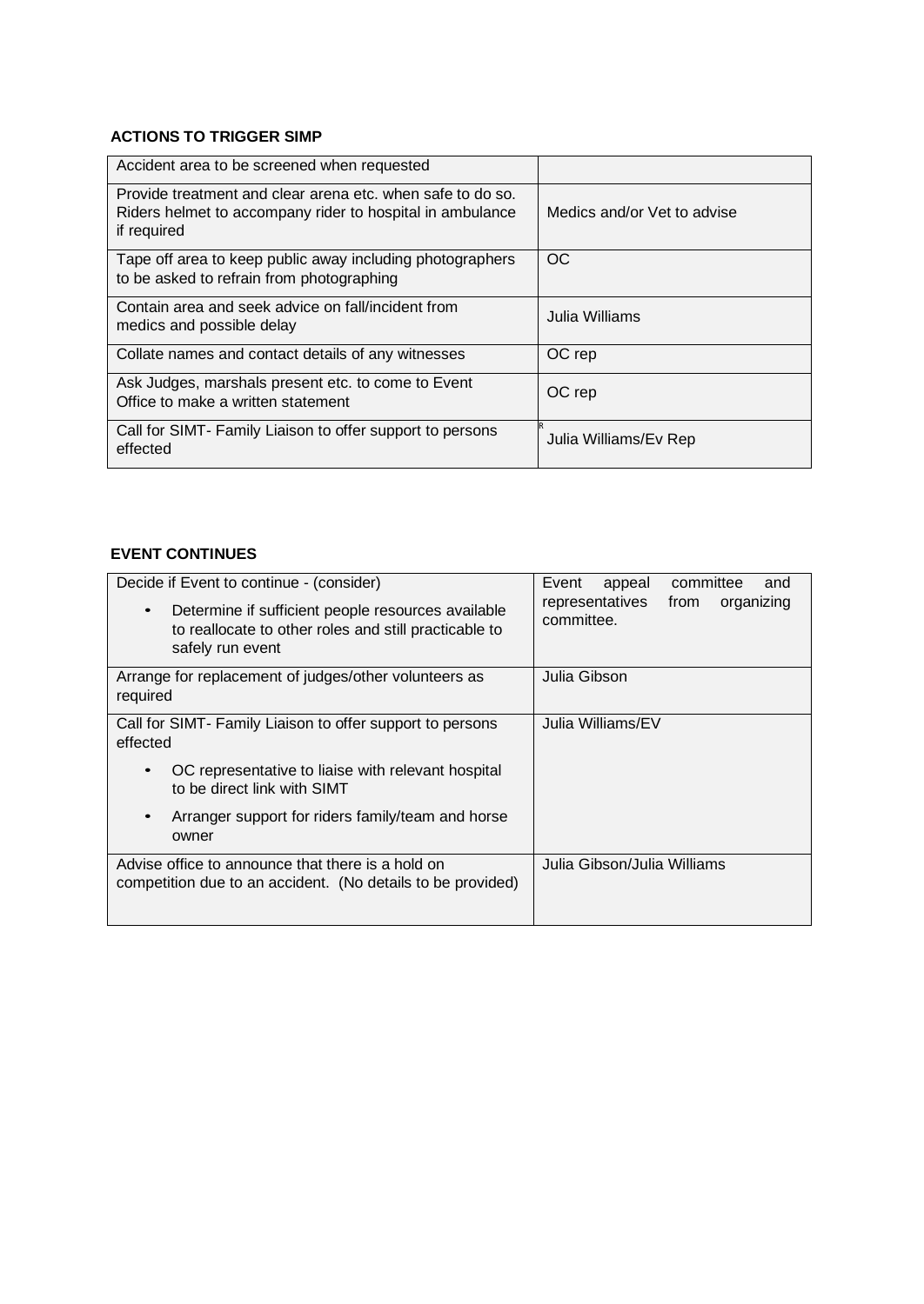**ACTIONS TO TRIGGER SIMP**

| | |
|---|---|
| Accident area to be screened when requested | |
| Provide treatment and clear arena etc. when safe to do so. Riders helmet to accompany rider to hospital in ambulance if required | Medics and/or Vet to advise |
| Tape off area to keep public away including photographers to be asked to refrain from photographing | OC |
| Contain area and seek advice on fall/incident from medics and possible delay | Julia Williams |
| Collate names and contact details of any witnesses | OC rep |
| Ask Judges, marshals present etc. to come to Event Office to make a written statement | OC rep |
| Call for SIMT- Family Liaison to offer support to persons effected | Julia Williams/Ev Rep |

**EVENT CONTINUES**

| | |
|---|---|
| Decide if Event to continue - (consider)<br>• Determine if sufficient people resources available to reallocate to other roles and still practicable to safely run event | Event appeal committee and representatives from organizing committee. |
| Arrange for replacement of judges/other volunteers as required | Julia Gibson |
| Call for SIMT- Family Liaison to offer support to persons effected<br>• OC representative to liaise with relevant hospital to be direct link with SIMT<br>• Arranger support for riders family/team and horse owner | Julia Williams/EV |
| Advise office to announce that there is a hold on competition due to an accident. (No details to be provided) | Julia Gibson/Julia Williams |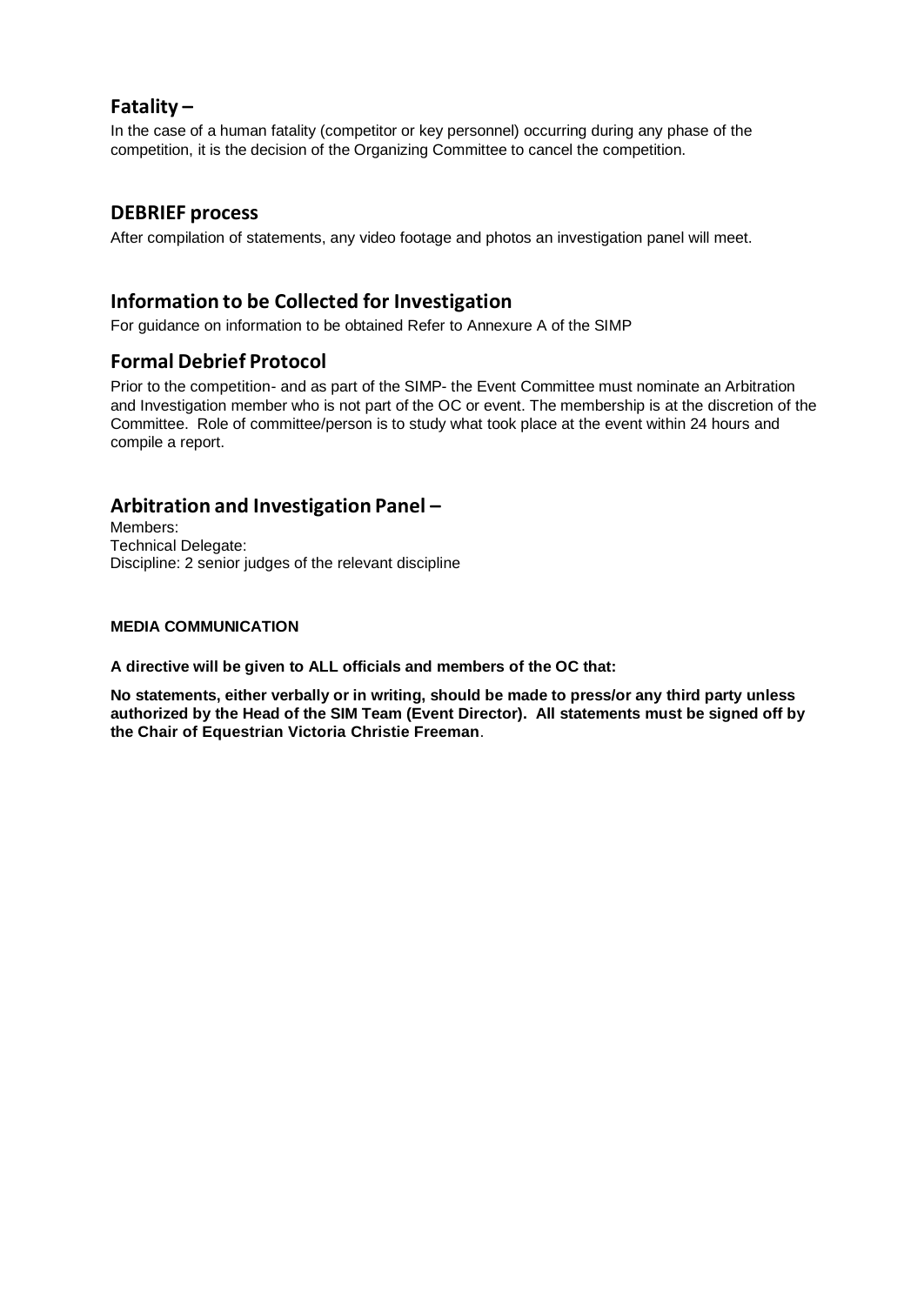## Fatality –

In the case of a human fatality (competitor or key personnel) occurring during any phase of the competition, it is the decision of the Organizing Committee to cancel the competition.

## DEBRIEF process

After compilation of statements, any video footage and photos an investigation panel will meet.

## Information to be Collected for Investigation

For guidance on information to be obtained Refer to Annexure A of the SIMP

## Formal Debrief Protocol

Prior to the competition- and as part of the SIMP- the Event Committee must nominate an Arbitration and Investigation member who is not part of the OC or event. The membership is at the discretion of the Committee. Role of committee/person is to study what took place at the event within 24 hours and compile a report.

## Arbitration and Investigation Panel –

Members:
Technical Delegate:
Discipline: 2 senior judges of the relevant discipline

**MEDIA COMMUNICATION**

**A directive will be given to ALL officials and members of the OC that:**

**No statements, either verbally or in writing, should be made to press/or any third party unless authorized by the Head of the SIM Team (Event Director). All statements must be signed off by the Chair of Equestrian Victoria Christie Freeman**.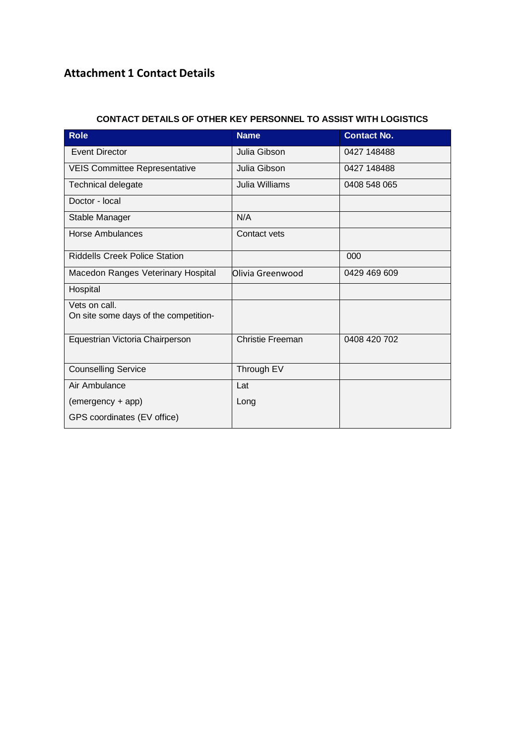## Attachment 1 Contact Details

**CONTACT DETAILS OF OTHER KEY PERSONNEL TO ASSIST WITH LOGISTICS**

| Role | Name | Contact No. |
|---|---|---|
| Event Director | Julia Gibson | 0427 148488 |
| VEIS Committee Representative | Julia Gibson | 0427 148488 |
| Technical delegate | Julia Williams | 0408 548 065 |
| Doctor - local | | |
| Stable Manager | N/A | |
| Horse Ambulances | Contact vets | |
| Riddells Creek Police Station | | 000 |
| Macedon Ranges Veterinary Hospital | Olivia Greenwood | 0429 469 609 |
| Hospital | | |
| Vets on call.<br>On site some days of the competition- | | |
| Equestrian Victoria Chairperson | Christie Freeman | 0408 420 702 |
| Counselling Service | Through EV | |
| Air Ambulance<br>(emergency + app)<br>GPS coordinates (EV office) | Lat<br>Long | |